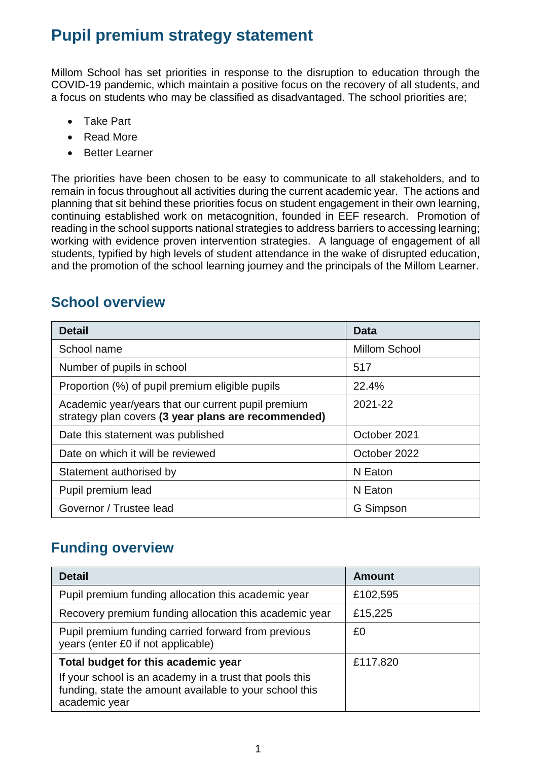# Pupil premium strategy statement

Millom School has set priorities in response to the disruption to education through the COVID-19 pandemic, which maintain a positive focus on the recovery of all students, and a focus on students who may be classified as disadvantaged. The school priorities are;

- Take Part
- Read More
- Better Learner

The priorities have been chosen to be easy to communicate to all stakeholders, and to remain in focus throughout all activities during the current academic year. The actions and planning that sit behind these priorities focus on student engagement in their own learning, continuing established work on metacognition, founded in EEF research. Promotion of reading in the school supports national strategies to address barriers to accessing learning; working with evidence proven intervention strategies. A language of engagement of all students, typified by high levels of student attendance in the wake of disrupted education, and the promotion of the school learning journey and the principals of the Millom Learner.

## School overview

| Detail | Data |
|---|---|
| School name | Millom School |
| Number of pupils in school | 517 |
| Proportion (%) of pupil premium eligible pupils | 22.4% |
| Academic year/years that our current pupil premium strategy plan covers **(3 year plans are recommended)** | 2021-22 |
| Date this statement was published | October 2021 |
| Date on which it will be reviewed | October 2022 |
| Statement authorised by | N Eaton |
| Pupil premium lead | N Eaton |
| Governor / Trustee lead | G Simpson |

## Funding overview

| Detail | Amount |
|---|---|
| Pupil premium funding allocation this academic year | £102,595 |
| Recovery premium funding allocation this academic year | £15,225 |
| Pupil premium funding carried forward from previous years (enter £0 if not applicable) | £0 |
| **Total budget for this academic year**<br>If your school is an academy in a trust that pools this funding, state the amount available to your school this academic year | £117,820 |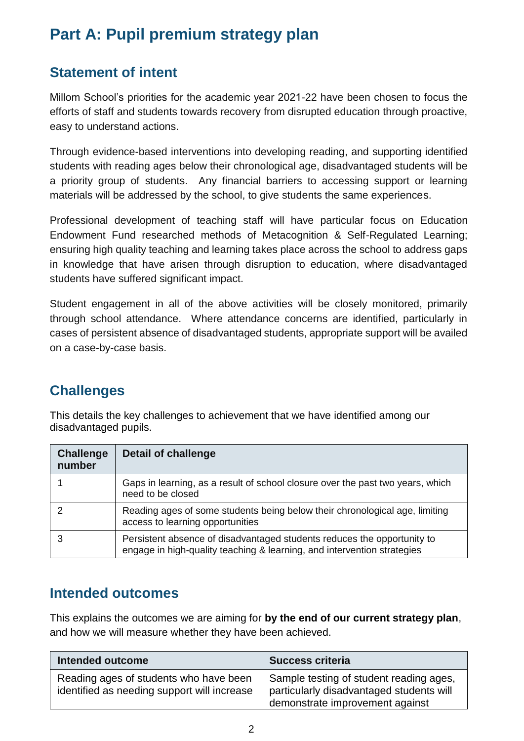# Part A: Pupil premium strategy plan

## Statement of intent

Millom School's priorities for the academic year 2021-22 have been chosen to focus the efforts of staff and students towards recovery from disrupted education through proactive, easy to understand actions.

Through evidence-based interventions into developing reading, and supporting identified students with reading ages below their chronological age, disadvantaged students will be a priority group of students. Any financial barriers to accessing support or learning materials will be addressed by the school, to give students the same experiences.

Professional development of teaching staff will have particular focus on Education Endowment Fund researched methods of Metacognition & Self-Regulated Learning; ensuring high quality teaching and learning takes place across the school to address gaps in knowledge that have arisen through disruption to education, where disadvantaged students have suffered significant impact.

Student engagement in all of the above activities will be closely monitored, primarily through school attendance. Where attendance concerns are identified, particularly in cases of persistent absence of disadvantaged students, appropriate support will be availed on a case-by-case basis.

## Challenges

This details the key challenges to achievement that we have identified among our disadvantaged pupils.

| Challenge number | Detail of challenge |
|---|---|
| 1 | Gaps in learning, as a result of school closure over the past two years, which need to be closed |
| 2 | Reading ages of some students being below their chronological age, limiting access to learning opportunities |
| 3 | Persistent absence of disadvantaged students reduces the opportunity to engage in high-quality teaching & learning, and intervention strategies |

## Intended outcomes

This explains the outcomes we are aiming for **by the end of our current strategy plan**, and how we will measure whether they have been achieved.

| Intended outcome | Success criteria |
|---|---|
| Reading ages of students who have been identified as needing support will increase | Sample testing of student reading ages, particularly disadvantaged students will demonstrate improvement against |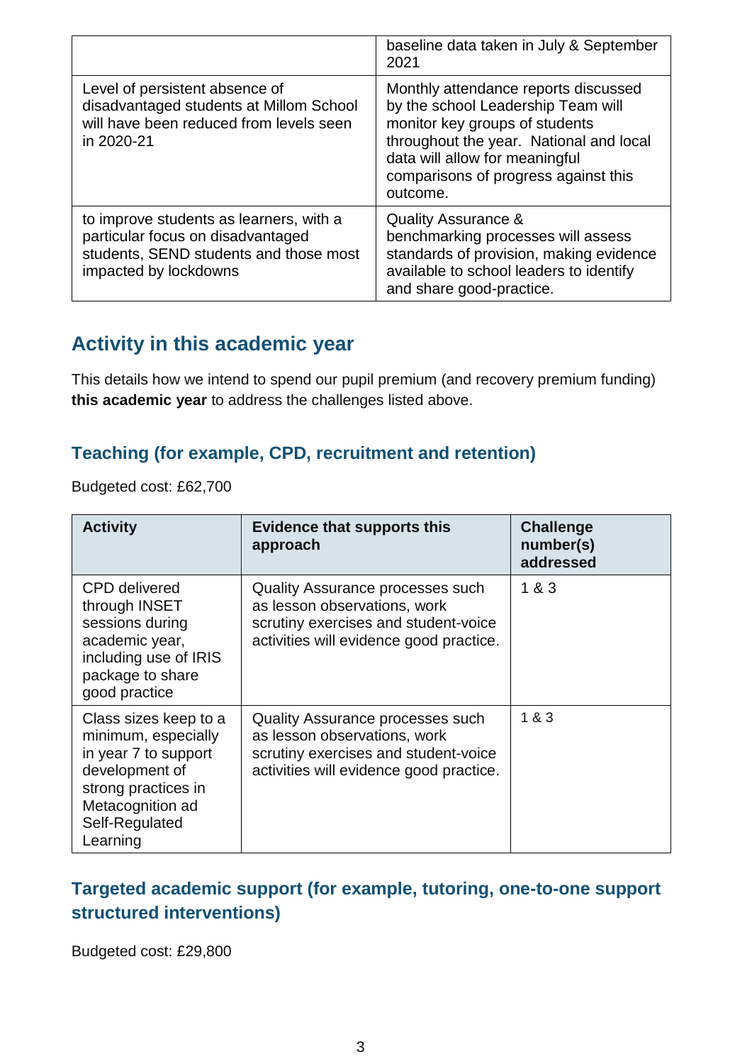| | |
|---|---|
| | baseline data taken in July & September 2021 |
| Level of persistent absence of disadvantaged students at Millom School will have been reduced from levels seen in 2020-21 | Monthly attendance reports discussed by the school Leadership Team will monitor key groups of students throughout the year. National and local data will allow for meaningful comparisons of progress against this outcome. |
| to improve students as learners, with a particular focus on disadvantaged students, SEND students and those most impacted by lockdowns | Quality Assurance & benchmarking processes will assess standards of provision, making evidence available to school leaders to identify and share good-practice. |

## Activity in this academic year

This details how we intend to spend our pupil premium (and recovery premium funding) **this academic year** to address the challenges listed above.

### Teaching (for example, CPD, recruitment and retention)

Budgeted cost: £62,700

| Activity | Evidence that supports this approach | Challenge number(s) addressed |
|---|---|---|
| CPD delivered through INSET sessions during academic year, including use of IRIS package to share good practice | Quality Assurance processes such as lesson observations, work scrutiny exercises and student-voice activities will evidence good practice. | 1 & 3 |
| Class sizes keep to a minimum, especially in year 7 to support development of strong practices in Metacognition ad Self-Regulated Learning | Quality Assurance processes such as lesson observations, work scrutiny exercises and student-voice activities will evidence good practice. | 1 & 3 |

### Targeted academic support (for example, tutoring, one-to-one support structured interventions)

Budgeted cost: £29,800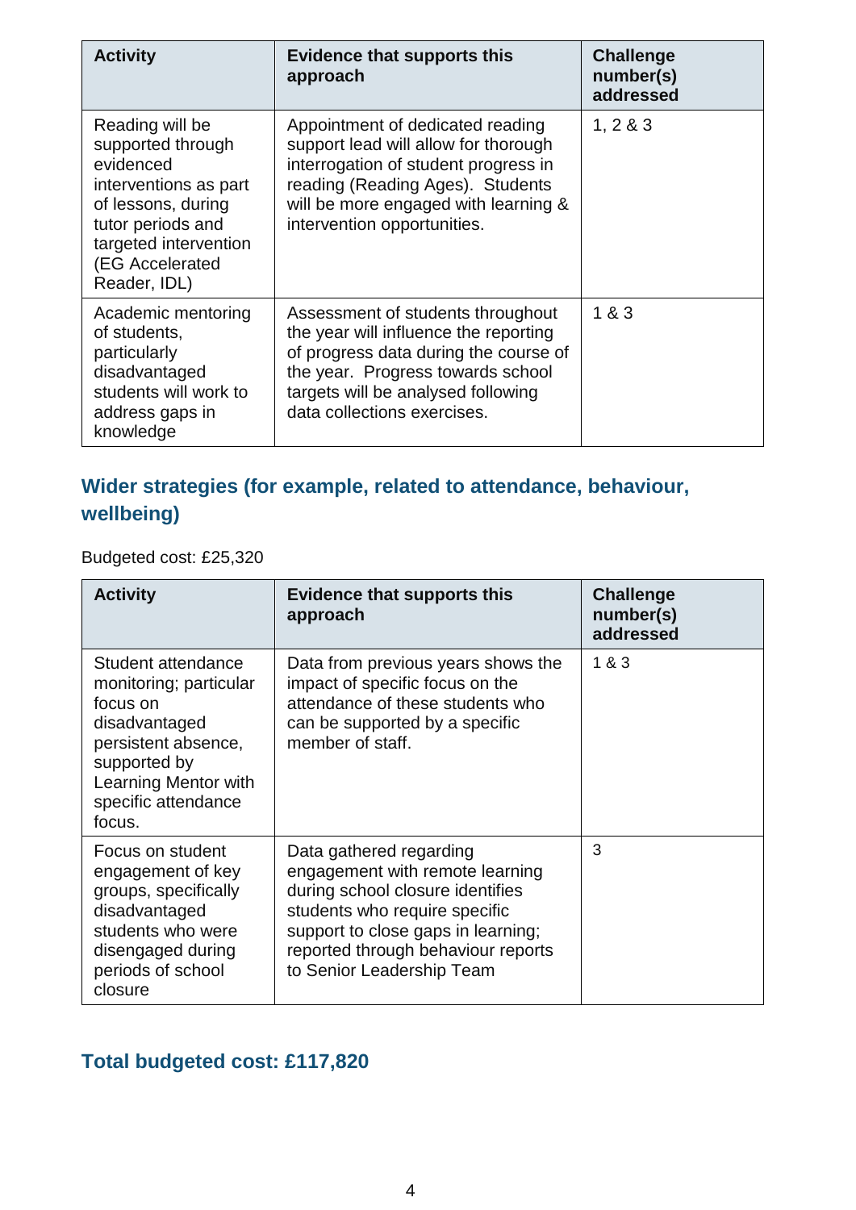| Activity | Evidence that supports this approach | Challenge number(s) addressed |
|---|---|---|
| Reading will be supported through evidenced interventions as part of lessons, during tutor periods and targeted intervention (EG Accelerated Reader, IDL) | Appointment of dedicated reading support lead will allow for thorough interrogation of student progress in reading (Reading Ages). Students will be more engaged with learning & intervention opportunities. | 1, 2 & 3 |
| Academic mentoring of students, particularly disadvantaged students will work to address gaps in knowledge | Assessment of students throughout the year will influence the reporting of progress data during the course of the year. Progress towards school targets will be analysed following data collections exercises. | 1 & 3 |

## Wider strategies (for example, related to attendance, behaviour, wellbeing)

Budgeted cost: £25,320

| Activity | Evidence that supports this approach | Challenge number(s) addressed |
|---|---|---|
| Student attendance monitoring; particular focus on disadvantaged persistent absence, supported by Learning Mentor with specific attendance focus. | Data from previous years shows the impact of specific focus on the attendance of these students who can be supported by a specific member of staff. | 1 & 3 |
| Focus on student engagement of key groups, specifically disadvantaged students who were disengaged during periods of school closure | Data gathered regarding engagement with remote learning during school closure identifies students who require specific support to close gaps in learning; reported through behaviour reports to Senior Leadership Team | 3 |

## Total budgeted cost: £117,820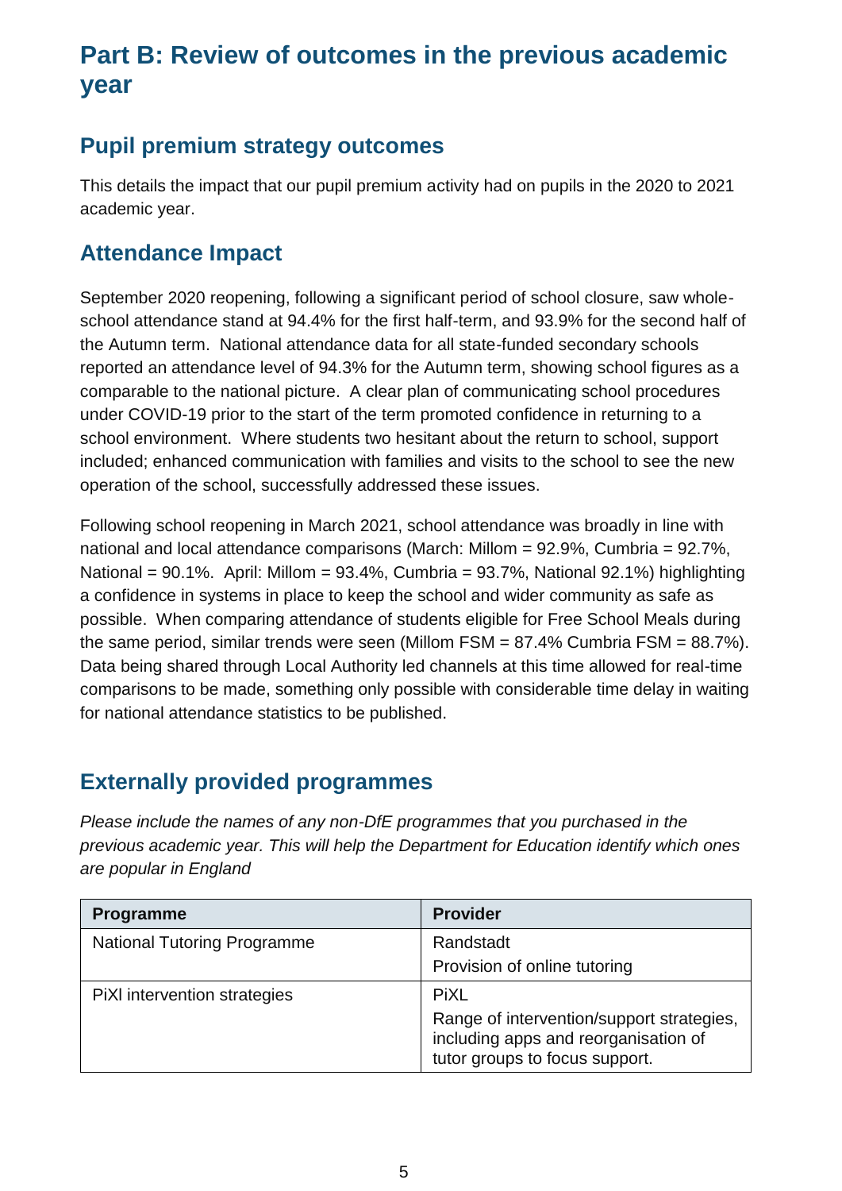# Part B: Review of outcomes in the previous academic year

## Pupil premium strategy outcomes

This details the impact that our pupil premium activity had on pupils in the 2020 to 2021 academic year.

## Attendance Impact

September 2020 reopening, following a significant period of school closure, saw whole-school attendance stand at 94.4% for the first half-term, and 93.9% for the second half of the Autumn term. National attendance data for all state-funded secondary schools reported an attendance level of 94.3% for the Autumn term, showing school figures as a comparable to the national picture. A clear plan of communicating school procedures under COVID-19 prior to the start of the term promoted confidence in returning to a school environment. Where students two hesitant about the return to school, support included; enhanced communication with families and visits to the school to see the new operation of the school, successfully addressed these issues.

Following school reopening in March 2021, school attendance was broadly in line with national and local attendance comparisons (March: Millom = 92.9%, Cumbria = 92.7%, National = 90.1%. April: Millom = 93.4%, Cumbria = 93.7%, National 92.1%) highlighting a confidence in systems in place to keep the school and wider community as safe as possible. When comparing attendance of students eligible for Free School Meals during the same period, similar trends were seen (Millom FSM = 87.4% Cumbria FSM = 88.7%). Data being shared through Local Authority led channels at this time allowed for real-time comparisons to be made, something only possible with considerable time delay in waiting for national attendance statistics to be published.

## Externally provided programmes

*Please include the names of any non-DfE programmes that you purchased in the previous academic year. This will help the Department for Education identify which ones are popular in England*

| Programme | Provider |
| --- | --- |
| National Tutoring Programme | Randstadt<br>Provision of online tutoring |
| PiXl intervention strategies | PiXL<br>Range of intervention/support strategies, including apps and reorganisation of tutor groups to focus support. |